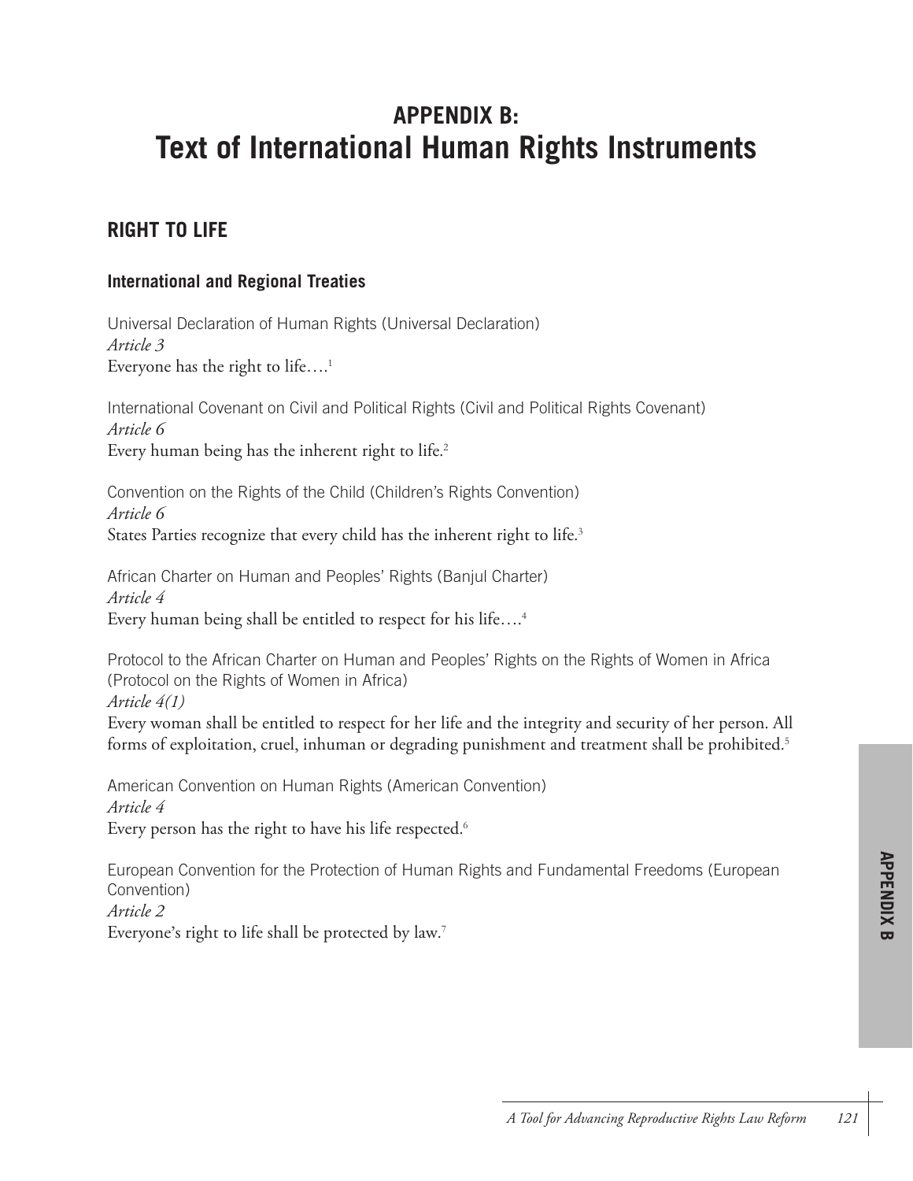# APPENDIX B:
# Text of International Human Rights Instruments

## RIGHT TO LIFE

### International and Regional Treaties

Universal Declaration of Human Rights (Universal Declaration)
*Article 3*
Everyone has the right to life….[1]

International Covenant on Civil and Political Rights (Civil and Political Rights Covenant)
*Article 6*
Every human being has the inherent right to life.[2]

Convention on the Rights of the Child (Children's Rights Convention)
*Article 6*
States Parties recognize that every child has the inherent right to life.[3]

African Charter on Human and Peoples' Rights (Banjul Charter)
*Article 4*
Every human being shall be entitled to respect for his life….[4]

Protocol to the African Charter on Human and Peoples' Rights on the Rights of Women in Africa (Protocol on the Rights of Women in Africa)
*Article 4(1)*
Every woman shall be entitled to respect for her life and the integrity and security of her person. All forms of exploitation, cruel, inhuman or degrading punishment and treatment shall be prohibited.[5]

American Convention on Human Rights (American Convention)
*Article 4*
Every person has the right to have his life respected.[6]

European Convention for the Protection of Human Rights and Fundamental Freedoms (European Convention)
*Article 2*
Everyone's right to life shall be protected by law.[7]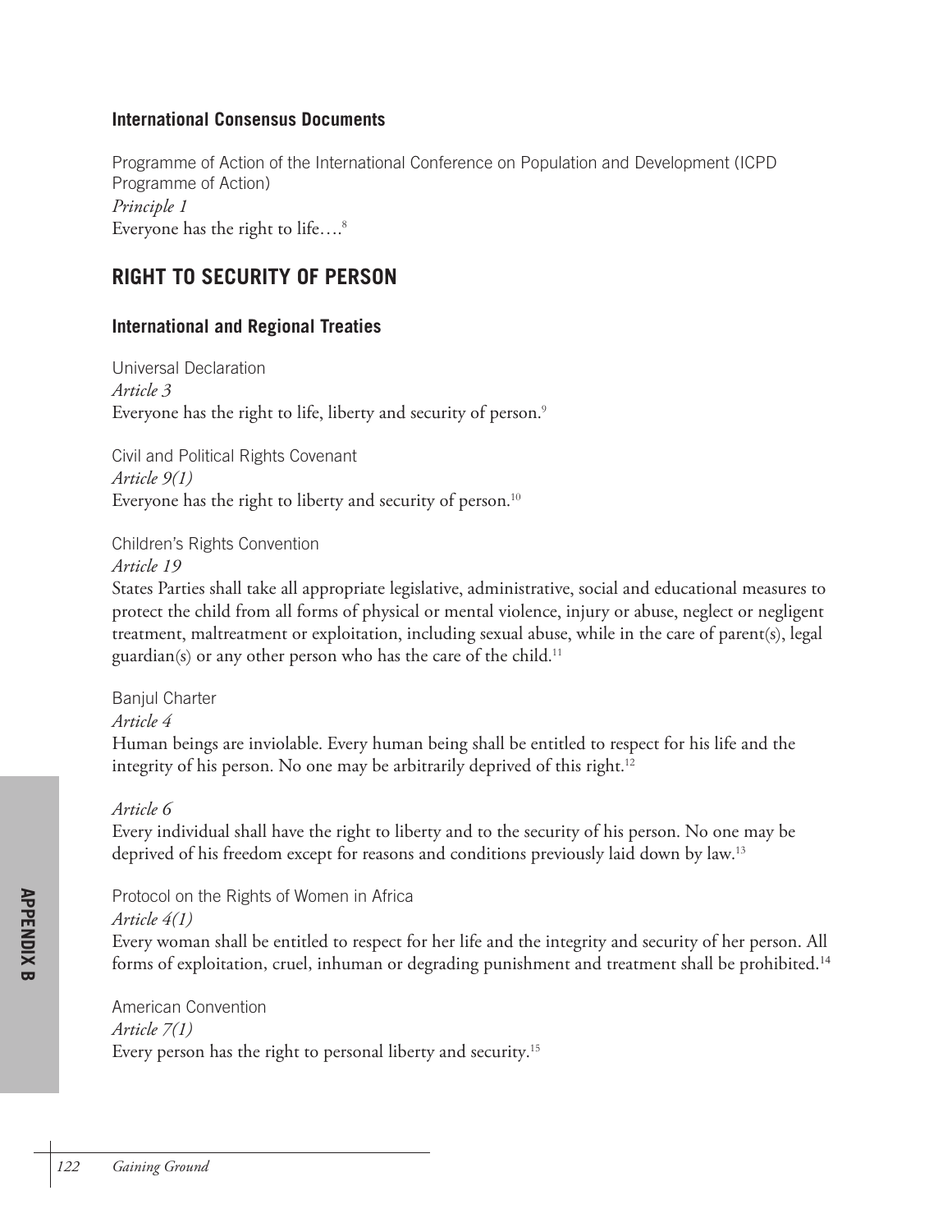### International Consensus Documents

Programme of Action of the International Conference on Population and Development (ICPD Programme of Action)
*Principle 1*
Everyone has the right to life….[8]

## RIGHT TO SECURITY OF PERSON

### International and Regional Treaties

Universal Declaration
*Article 3*
Everyone has the right to life, liberty and security of person.[9]

Civil and Political Rights Covenant
*Article 9(1)*
Everyone has the right to liberty and security of person.[10]

Children's Rights Convention
*Article 19*
States Parties shall take all appropriate legislative, administrative, social and educational measures to protect the child from all forms of physical or mental violence, injury or abuse, neglect or negligent treatment, maltreatment or exploitation, including sexual abuse, while in the care of parent(s), legal guardian(s) or any other person who has the care of the child.[11]

Banjul Charter
*Article 4*
Human beings are inviolable. Every human being shall be entitled to respect for his life and the integrity of his person. No one may be arbitrarily deprived of this right.[12]

*Article 6*
Every individual shall have the right to liberty and to the security of his person. No one may be deprived of his freedom except for reasons and conditions previously laid down by law.[13]

Protocol on the Rights of Women in Africa
*Article 4(1)*
Every woman shall be entitled to respect for her life and the integrity and security of her person. All forms of exploitation, cruel, inhuman or degrading punishment and treatment shall be prohibited.[14]

American Convention
*Article 7(1)*
Every person has the right to personal liberty and security.[15]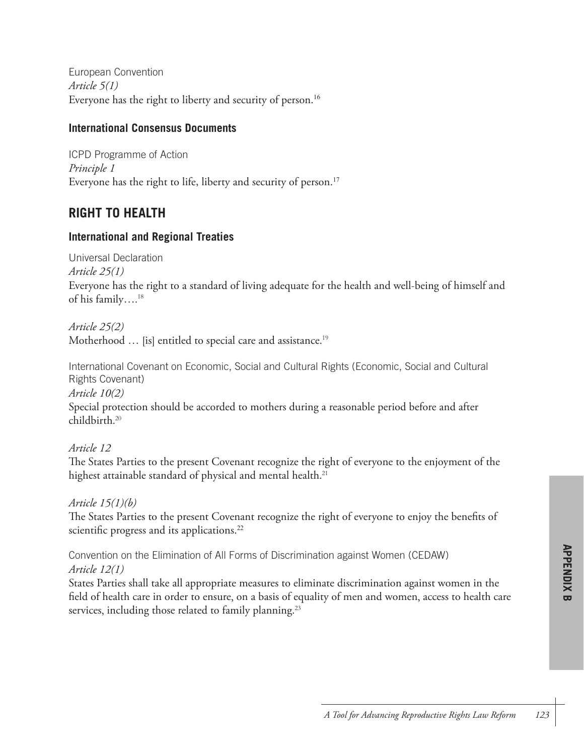European Convention

*Article 5(1)*

Everyone has the right to liberty and security of person.[16]

### International Consensus Documents

ICPD Programme of Action

*Principle 1*

Everyone has the right to life, liberty and security of person.[17]

## RIGHT TO HEALTH

### International and Regional Treaties

Universal Declaration

*Article 25(1)*

Everyone has the right to a standard of living adequate for the health and well-being of himself and of his family….[18]

*Article 25(2)*

Motherhood … [is] entitled to special care and assistance.[19]

International Covenant on Economic, Social and Cultural Rights (Economic, Social and Cultural Rights Covenant)

*Article 10(2)*

Special protection should be accorded to mothers during a reasonable period before and after childbirth.[20]

*Article 12*

The States Parties to the present Covenant recognize the right of everyone to the enjoyment of the highest attainable standard of physical and mental health.[21]

*Article 15(1)(b)*

The States Parties to the present Covenant recognize the right of everyone to enjoy the benefits of scientific progress and its applications.[22]

Convention on the Elimination of All Forms of Discrimination against Women (CEDAW)

*Article 12(1)*

States Parties shall take all appropriate measures to eliminate discrimination against women in the field of health care in order to ensure, on a basis of equality of men and women, access to health care services, including those related to family planning.[23]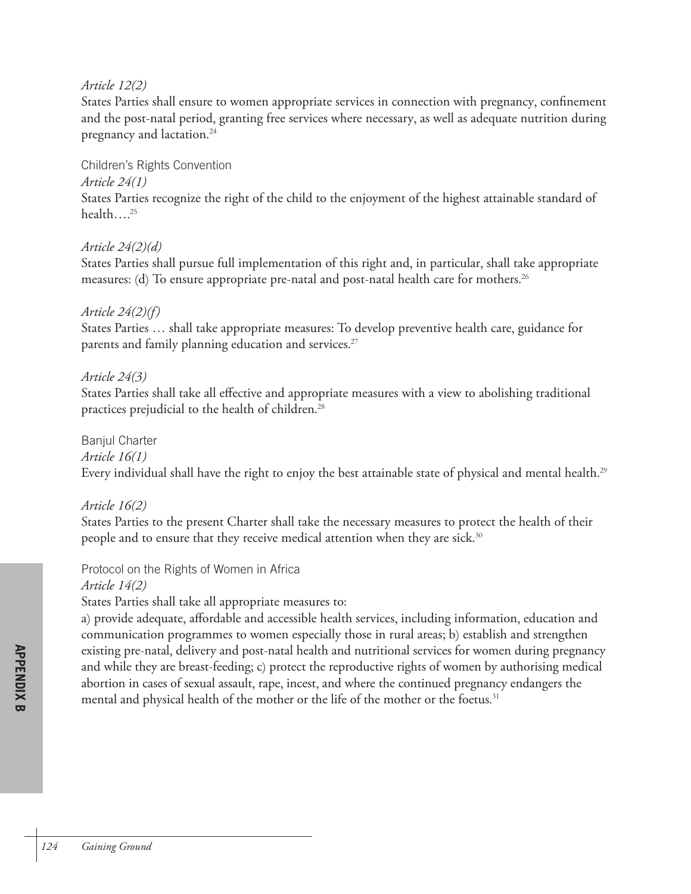*Article 12(2)*
States Parties shall ensure to women appropriate services in connection with pregnancy, confinement and the post-natal period, granting free services where necessary, as well as adequate nutrition during pregnancy and lactation.[24]

Children's Rights Convention

*Article 24(1)*
States Parties recognize the right of the child to the enjoyment of the highest attainable standard of health….[25]

*Article 24(2)(d)*
States Parties shall pursue full implementation of this right and, in particular, shall take appropriate measures: (d) To ensure appropriate pre-natal and post-natal health care for mothers.[26]

*Article 24(2)(f)*
States Parties … shall take appropriate measures: To develop preventive health care, guidance for parents and family planning education and services.[27]

*Article 24(3)*
States Parties shall take all effective and appropriate measures with a view to abolishing traditional practices prejudicial to the health of children.[28]

Banjul Charter

*Article 16(1)*
Every individual shall have the right to enjoy the best attainable state of physical and mental health.[29]

*Article 16(2)*
States Parties to the present Charter shall take the necessary measures to protect the health of their people and to ensure that they receive medical attention when they are sick.[30]

Protocol on the Rights of Women in Africa

*Article 14(2)*
States Parties shall take all appropriate measures to:
a) provide adequate, affordable and accessible health services, including information, education and communication programmes to women especially those in rural areas; b) establish and strengthen existing pre-natal, delivery and post-natal health and nutritional services for women during pregnancy and while they are breast-feeding; c) protect the reproductive rights of women by authorising medical abortion in cases of sexual assault, rape, incest, and where the continued pregnancy endangers the mental and physical health of the mother or the life of the mother or the foetus.[31]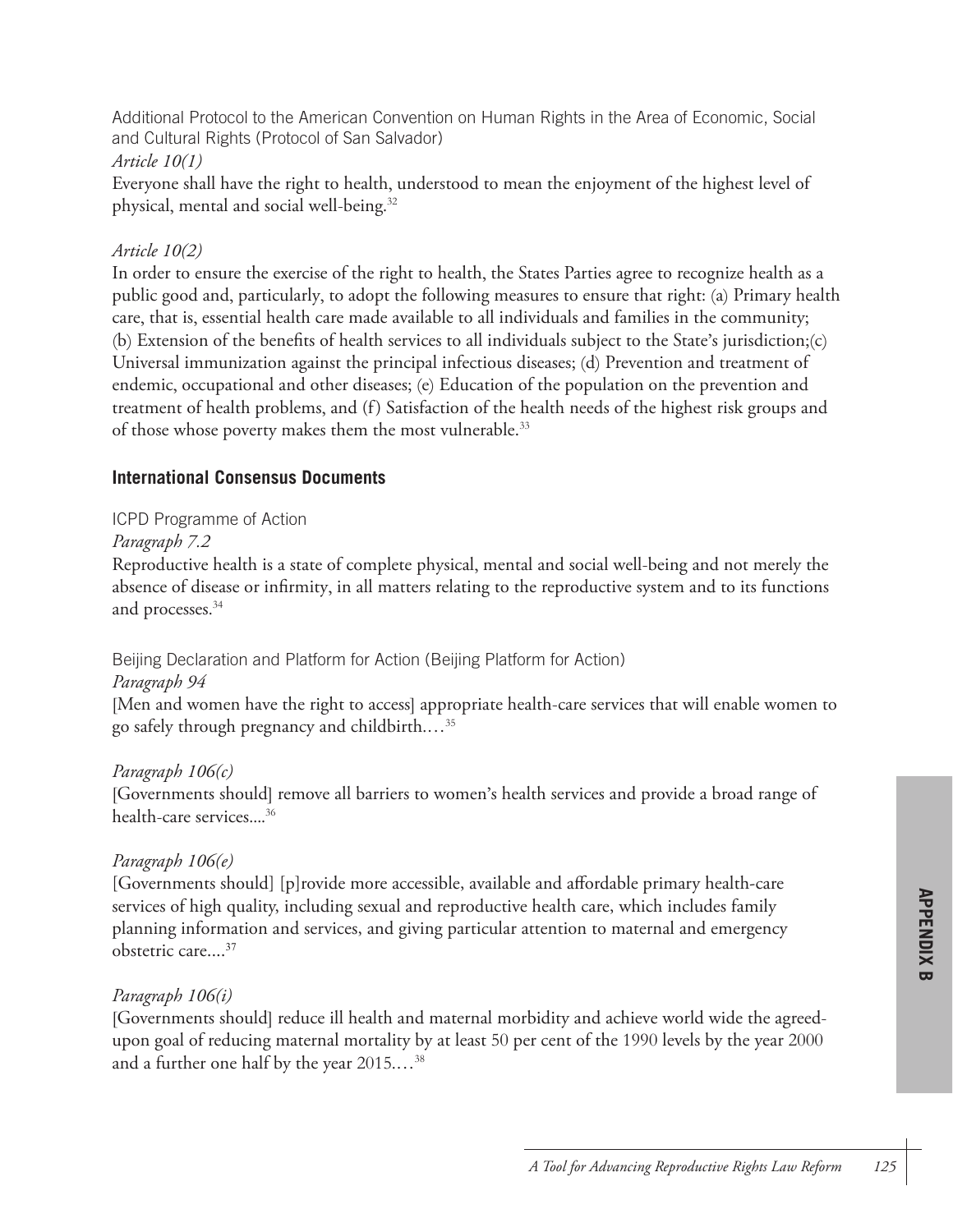Additional Protocol to the American Convention on Human Rights in the Area of Economic, Social and Cultural Rights (Protocol of San Salvador)

*Article 10(1)*

Everyone shall have the right to health, understood to mean the enjoyment of the highest level of physical, mental and social well-being.[32]

*Article 10(2)*

In order to ensure the exercise of the right to health, the States Parties agree to recognize health as a public good and, particularly, to adopt the following measures to ensure that right: (a) Primary health care, that is, essential health care made available to all individuals and families in the community; (b) Extension of the benefits of health services to all individuals subject to the State's jurisdiction;(c) Universal immunization against the principal infectious diseases; (d) Prevention and treatment of endemic, occupational and other diseases; (e) Education of the population on the prevention and treatment of health problems, and (f) Satisfaction of the health needs of the highest risk groups and of those whose poverty makes them the most vulnerable.[33]

### International Consensus Documents

ICPD Programme of Action

*Paragraph 7.2*

Reproductive health is a state of complete physical, mental and social well-being and not merely the absence of disease or infirmity, in all matters relating to the reproductive system and to its functions and processes.[34]

Beijing Declaration and Platform for Action (Beijing Platform for Action)

*Paragraph 94*

[Men and women have the right to access] appropriate health-care services that will enable women to go safely through pregnancy and childbirth.…[35]

*Paragraph 106(c)*

[Governments should] remove all barriers to women's health services and provide a broad range of health-care services....[36]

*Paragraph 106(e)*

[Governments should] [p]rovide more accessible, available and affordable primary health-care services of high quality, including sexual and reproductive health care, which includes family planning information and services, and giving particular attention to maternal and emergency obstetric care....[37]

*Paragraph 106(i)*

[Governments should] reduce ill health and maternal morbidity and achieve world wide the agreed-upon goal of reducing maternal mortality by at least 50 per cent of the 1990 levels by the year 2000 and a further one half by the year 2015.…[38]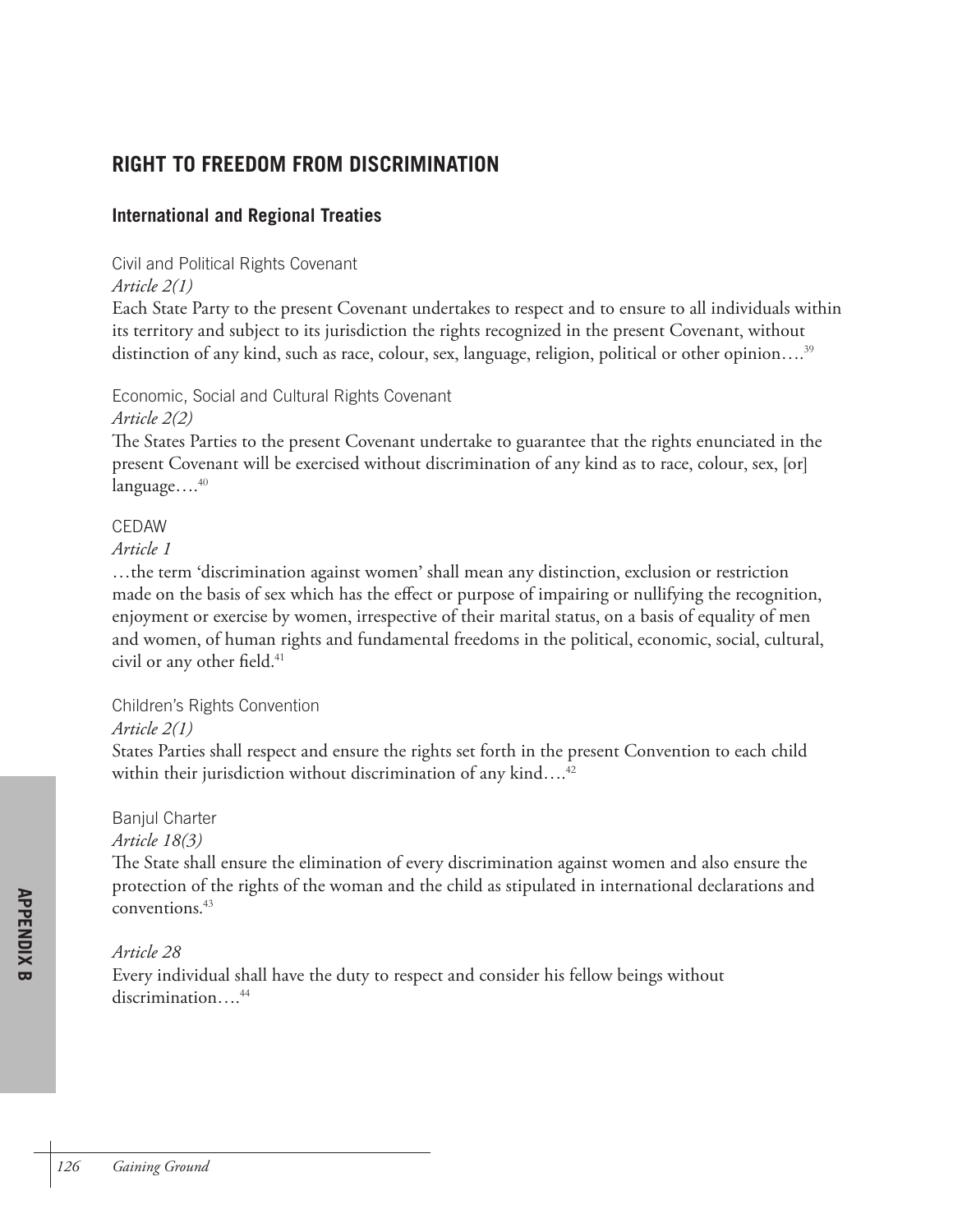## RIGHT TO FREEDOM FROM DISCRIMINATION

### International and Regional Treaties

Civil and Political Rights Covenant

*Article 2(1)*

Each State Party to the present Covenant undertakes to respect and to ensure to all individuals within its territory and subject to its jurisdiction the rights recognized in the present Covenant, without distinction of any kind, such as race, colour, sex, language, religion, political or other opinion….[39]

Economic, Social and Cultural Rights Covenant

*Article 2(2)*

The States Parties to the present Covenant undertake to guarantee that the rights enunciated in the present Covenant will be exercised without discrimination of any kind as to race, colour, sex, [or] language….[40]

CEDAW

*Article 1*

…the term 'discrimination against women' shall mean any distinction, exclusion or restriction made on the basis of sex which has the effect or purpose of impairing or nullifying the recognition, enjoyment or exercise by women, irrespective of their marital status, on a basis of equality of men and women, of human rights and fundamental freedoms in the political, economic, social, cultural, civil or any other field.[41]

Children's Rights Convention

*Article 2(1)*

States Parties shall respect and ensure the rights set forth in the present Convention to each child within their jurisdiction without discrimination of any kind….[42]

Banjul Charter

*Article 18(3)*

The State shall ensure the elimination of every discrimination against women and also ensure the protection of the rights of the woman and the child as stipulated in international declarations and conventions.[43]

*Article 28*

Every individual shall have the duty to respect and consider his fellow beings without discrimination….[44]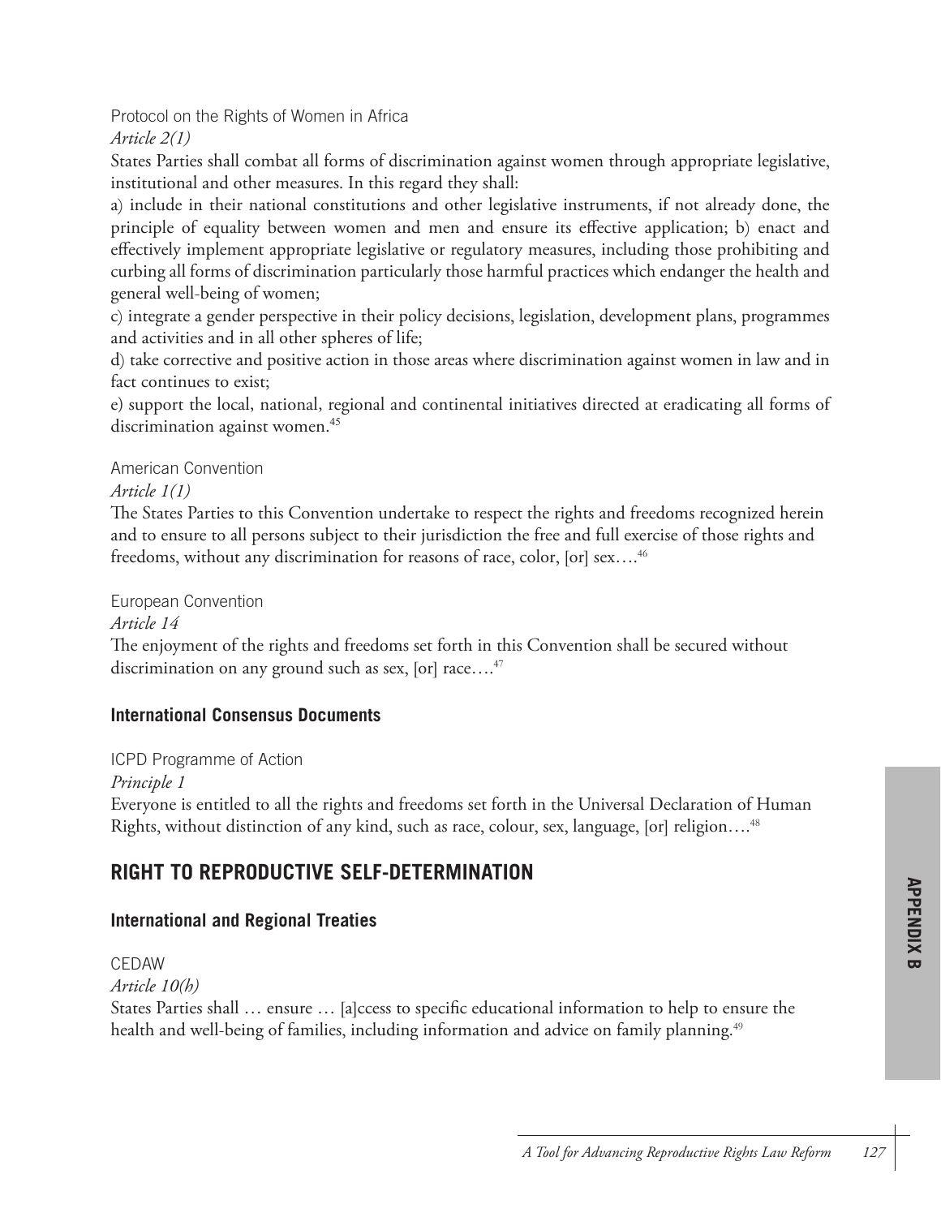Protocol on the Rights of Women in Africa

*Article 2(1)*

States Parties shall combat all forms of discrimination against women through appropriate legislative, institutional and other measures. In this regard they shall:

a) include in their national constitutions and other legislative instruments, if not already done, the principle of equality between women and men and ensure its effective application; b) enact and effectively implement appropriate legislative or regulatory measures, including those prohibiting and curbing all forms of discrimination particularly those harmful practices which endanger the health and general well-being of women;

c) integrate a gender perspective in their policy decisions, legislation, development plans, programmes and activities and in all other spheres of life;

d) take corrective and positive action in those areas where discrimination against women in law and in fact continues to exist;

e) support the local, national, regional and continental initiatives directed at eradicating all forms of discrimination against women.[45]

American Convention

*Article 1(1)*

The States Parties to this Convention undertake to respect the rights and freedoms recognized herein and to ensure to all persons subject to their jurisdiction the free and full exercise of those rights and freedoms, without any discrimination for reasons of race, color, [or] sex….[46]

European Convention

*Article 14*

The enjoyment of the rights and freedoms set forth in this Convention shall be secured without discrimination on any ground such as sex, [or] race….[47]

### International Consensus Documents

ICPD Programme of Action

*Principle 1*

Everyone is entitled to all the rights and freedoms set forth in the Universal Declaration of Human Rights, without distinction of any kind, such as race, colour, sex, language, [or] religion….[48]

## RIGHT TO REPRODUCTIVE SELF-DETERMINATION

### International and Regional Treaties

CEDAW

*Article 10(h)*

States Parties shall … ensure … [a]ccess to specific educational information to help to ensure the health and well-being of families, including information and advice on family planning.[49]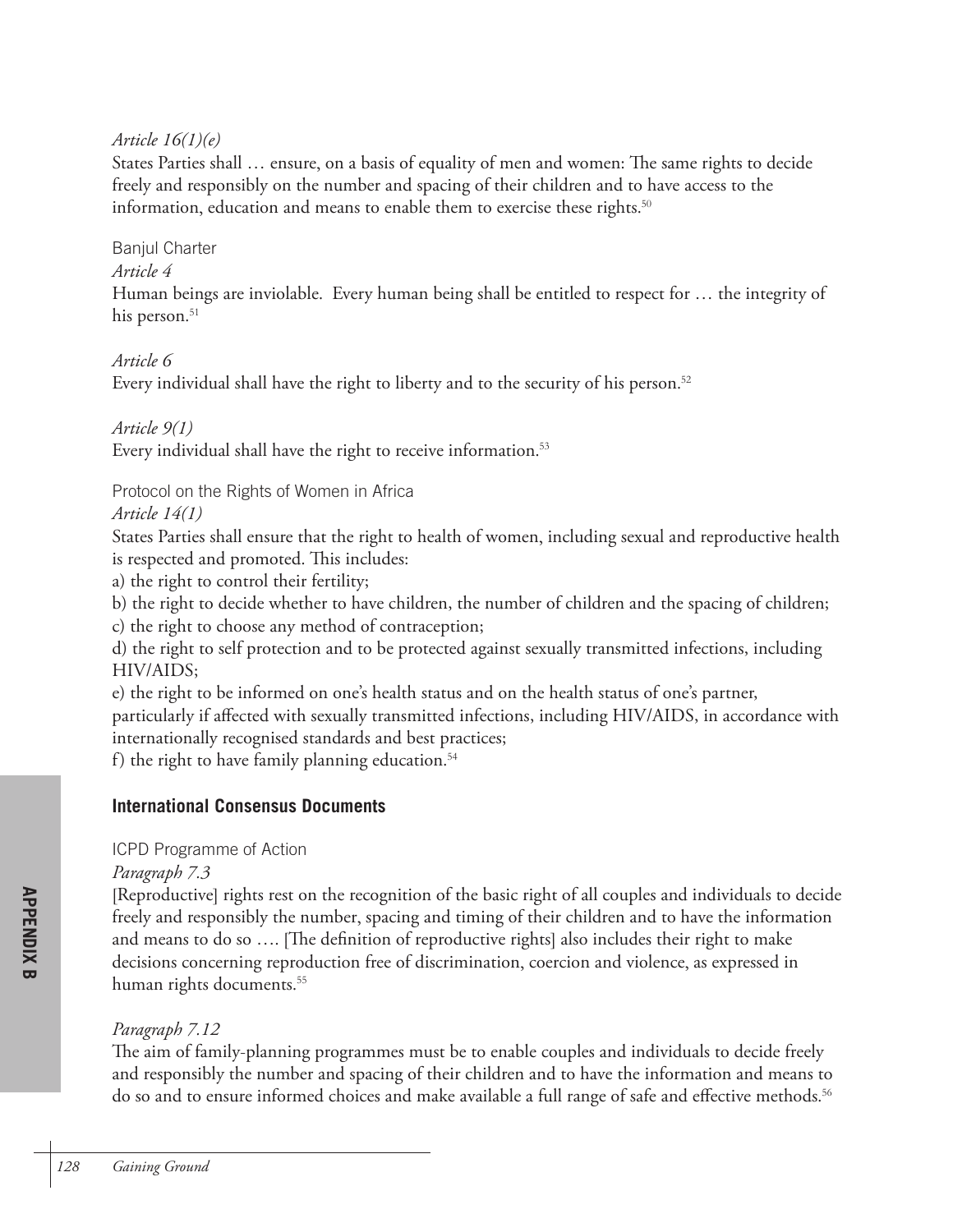*Article 16(1)(e)*

States Parties shall … ensure, on a basis of equality of men and women: The same rights to decide freely and responsibly on the number and spacing of their children and to have access to the information, education and means to enable them to exercise these rights.[50]

Banjul Charter

*Article 4*

Human beings are inviolable. Every human being shall be entitled to respect for … the integrity of his person.[51]

*Article 6*

Every individual shall have the right to liberty and to the security of his person.[52]

*Article 9(1)*

Every individual shall have the right to receive information.[53]

Protocol on the Rights of Women in Africa

*Article 14(1)*

States Parties shall ensure that the right to health of women, including sexual and reproductive health is respected and promoted. This includes:

a) the right to control their fertility;

b) the right to decide whether to have children, the number of children and the spacing of children;

c) the right to choose any method of contraception;

d) the right to self protection and to be protected against sexually transmitted infections, including HIV/AIDS;

e) the right to be informed on one's health status and on the health status of one's partner, particularly if affected with sexually transmitted infections, including HIV/AIDS, in accordance with internationally recognised standards and best practices;

f) the right to have family planning education.[54]

### International Consensus Documents

ICPD Programme of Action

*Paragraph 7.3*

[Reproductive] rights rest on the recognition of the basic right of all couples and individuals to decide freely and responsibly the number, spacing and timing of their children and to have the information and means to do so …. [The definition of reproductive rights] also includes their right to make decisions concerning reproduction free of discrimination, coercion and violence, as expressed in human rights documents.[55]

*Paragraph 7.12*

The aim of family-planning programmes must be to enable couples and individuals to decide freely and responsibly the number and spacing of their children and to have the information and means to do so and to ensure informed choices and make available a full range of safe and effective methods.[56]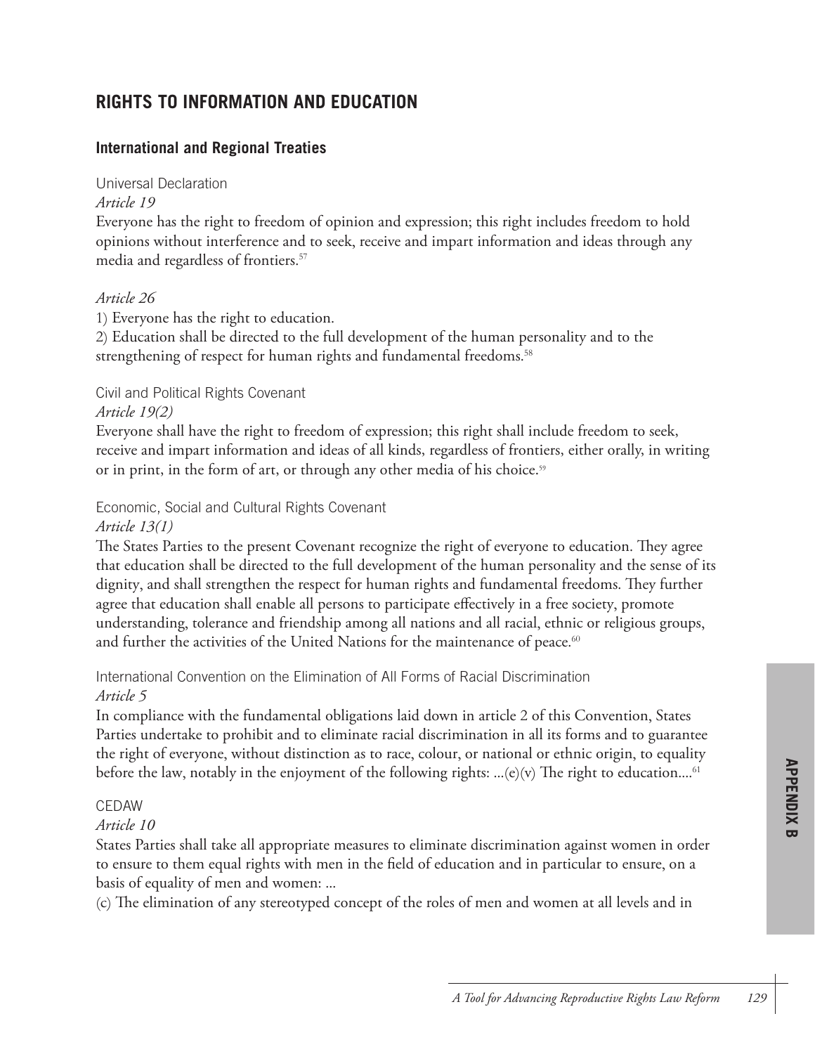## RIGHTS TO INFORMATION AND EDUCATION

### International and Regional Treaties

Universal Declaration

*Article 19*

Everyone has the right to freedom of opinion and expression; this right includes freedom to hold opinions without interference and to seek, receive and impart information and ideas through any media and regardless of frontiers.[57]

*Article 26*

1) Everyone has the right to education.

2) Education shall be directed to the full development of the human personality and to the strengthening of respect for human rights and fundamental freedoms.[58]

Civil and Political Rights Covenant

*Article 19(2)*

Everyone shall have the right to freedom of expression; this right shall include freedom to seek, receive and impart information and ideas of all kinds, regardless of frontiers, either orally, in writing or in print, in the form of art, or through any other media of his choice.[59]

Economic, Social and Cultural Rights Covenant

*Article 13(1)*

The States Parties to the present Covenant recognize the right of everyone to education. They agree that education shall be directed to the full development of the human personality and the sense of its dignity, and shall strengthen the respect for human rights and fundamental freedoms. They further agree that education shall enable all persons to participate effectively in a free society, promote understanding, tolerance and friendship among all nations and all racial, ethnic or religious groups, and further the activities of the United Nations for the maintenance of peace.[60]

International Convention on the Elimination of All Forms of Racial Discrimination

*Article 5*

In compliance with the fundamental obligations laid down in article 2 of this Convention, States Parties undertake to prohibit and to eliminate racial discrimination in all its forms and to guarantee the right of everyone, without distinction as to race, colour, or national or ethnic origin, to equality before the law, notably in the enjoyment of the following rights: ...(e)(v) The right to education....[61]

CEDAW

*Article 10*

States Parties shall take all appropriate measures to eliminate discrimination against women in order to ensure to them equal rights with men in the field of education and in particular to ensure, on a basis of equality of men and women: ...

(c) The elimination of any stereotyped concept of the roles of men and women at all levels and in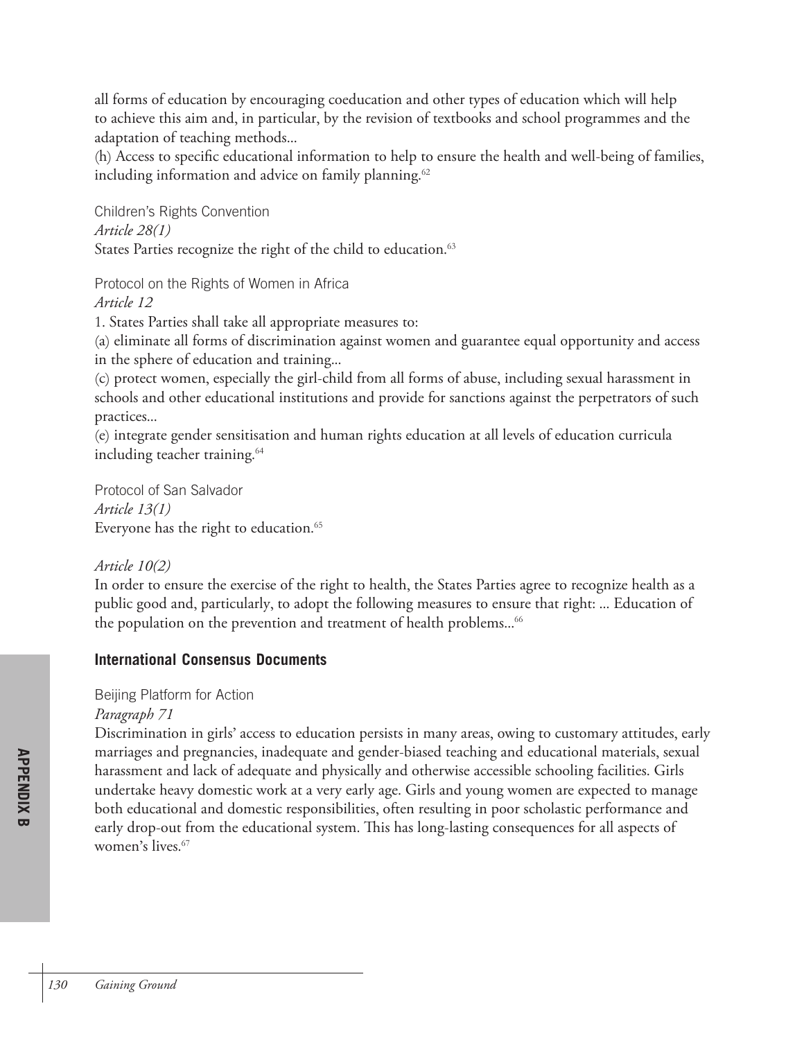all forms of education by encouraging coeducation and other types of education which will help to achieve this aim and, in particular, by the revision of textbooks and school programmes and the adaptation of teaching methods...

(h) Access to specific educational information to help to ensure the health and well-being of families, including information and advice on family planning.[62]

Children's Rights Convention

*Article 28(1)*

States Parties recognize the right of the child to education.[63]

Protocol on the Rights of Women in Africa

*Article 12*

1. States Parties shall take all appropriate measures to:

(a) eliminate all forms of discrimination against women and guarantee equal opportunity and access in the sphere of education and training...

(c) protect women, especially the girl-child from all forms of abuse, including sexual harassment in schools and other educational institutions and provide for sanctions against the perpetrators of such practices...

(e) integrate gender sensitisation and human rights education at all levels of education curricula including teacher training.[64]

Protocol of San Salvador

*Article 13(1)*

Everyone has the right to education.[65]

*Article 10(2)*

In order to ensure the exercise of the right to health, the States Parties agree to recognize health as a public good and, particularly, to adopt the following measures to ensure that right: ... Education of the population on the prevention and treatment of health problems...[66]

### International Consensus Documents

Beijing Platform for Action

*Paragraph 71*

Discrimination in girls' access to education persists in many areas, owing to customary attitudes, early marriages and pregnancies, inadequate and gender-biased teaching and educational materials, sexual harassment and lack of adequate and physically and otherwise accessible schooling facilities. Girls undertake heavy domestic work at a very early age. Girls and young women are expected to manage both educational and domestic responsibilities, often resulting in poor scholastic performance and early drop-out from the educational system. This has long-lasting consequences for all aspects of women's lives.[67]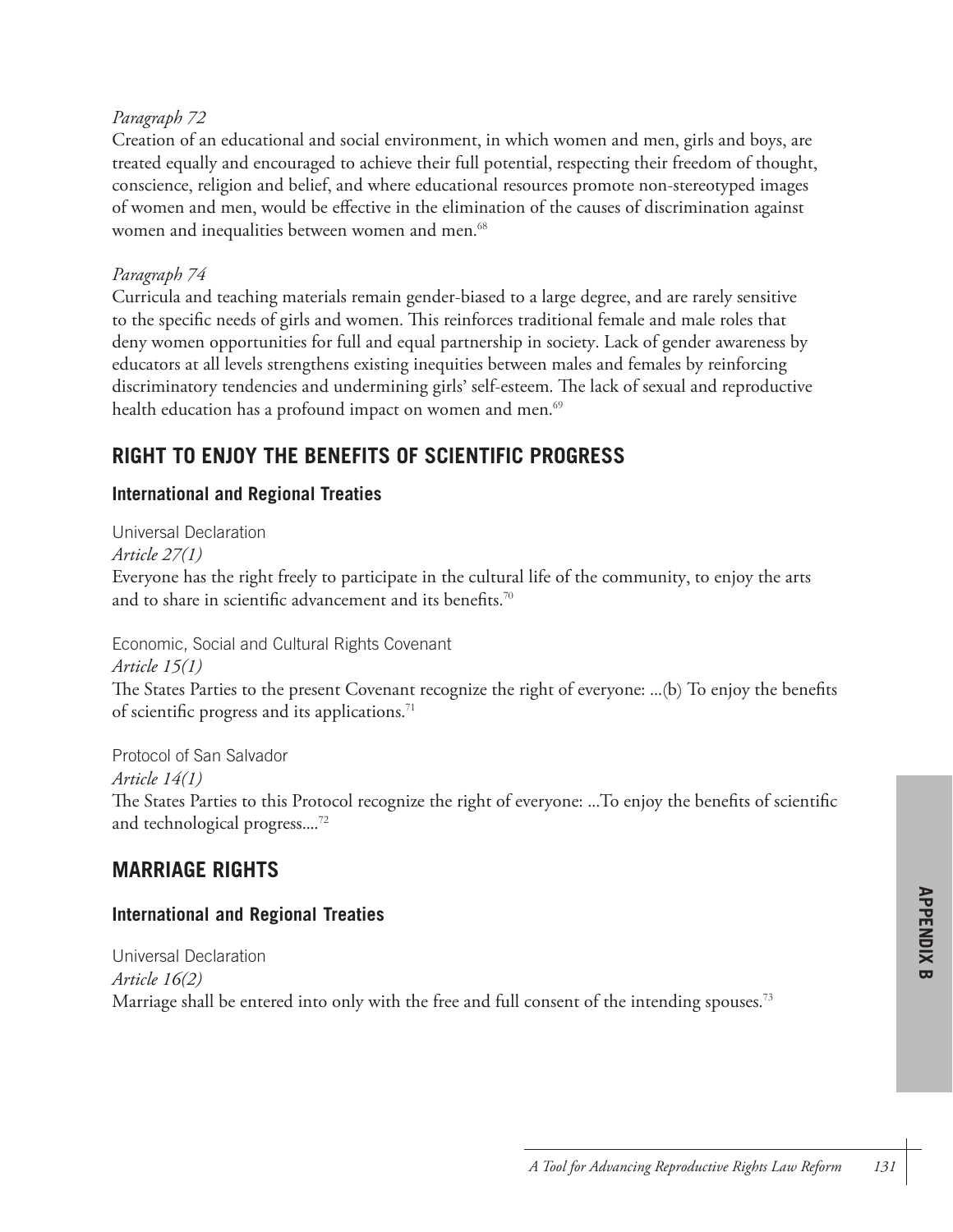*Paragraph 72*

Creation of an educational and social environment, in which women and men, girls and boys, are treated equally and encouraged to achieve their full potential, respecting their freedom of thought, conscience, religion and belief, and where educational resources promote non-stereotyped images of women and men, would be effective in the elimination of the causes of discrimination against women and inequalities between women and men.[68]

*Paragraph 74*

Curricula and teaching materials remain gender-biased to a large degree, and are rarely sensitive to the specific needs of girls and women. This reinforces traditional female and male roles that deny women opportunities for full and equal partnership in society. Lack of gender awareness by educators at all levels strengthens existing inequities between males and females by reinforcing discriminatory tendencies and undermining girls' self-esteem. The lack of sexual and reproductive health education has a profound impact on women and men.[69]

## RIGHT TO ENJOY THE BENEFITS OF SCIENTIFIC PROGRESS

### International and Regional Treaties

Universal Declaration

*Article 27(1)*

Everyone has the right freely to participate in the cultural life of the community, to enjoy the arts and to share in scientific advancement and its benefits.[70]

Economic, Social and Cultural Rights Covenant

*Article 15(1)*

The States Parties to the present Covenant recognize the right of everyone: ...(b) To enjoy the benefits of scientific progress and its applications.[71]

Protocol of San Salvador

*Article 14(1)*

The States Parties to this Protocol recognize the right of everyone: ...To enjoy the benefits of scientific and technological progress....[72]

## MARRIAGE RIGHTS

### International and Regional Treaties

Universal Declaration

*Article 16(2)*

Marriage shall be entered into only with the free and full consent of the intending spouses.[73]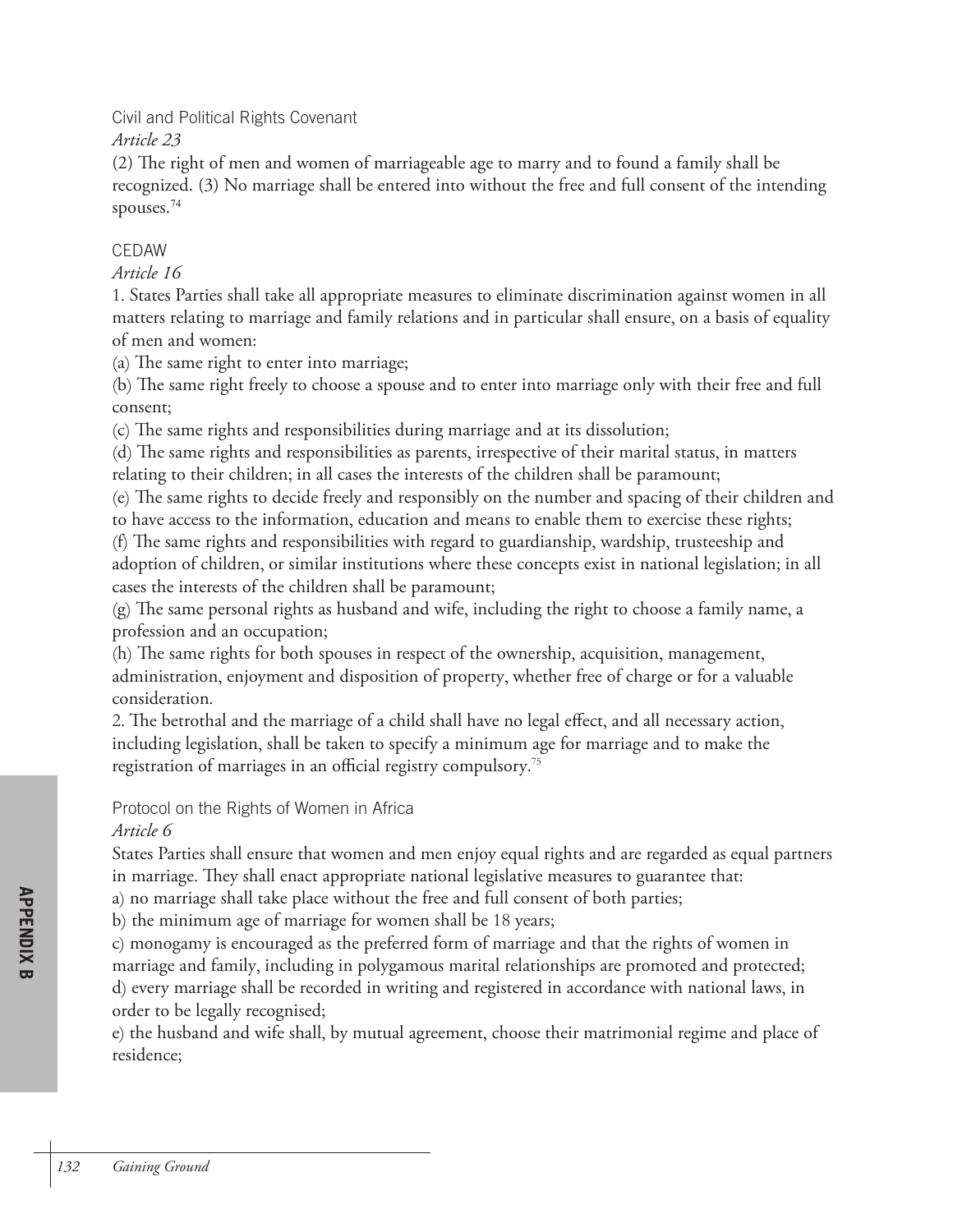Civil and Political Rights Covenant

*Article 23*

(2) The right of men and women of marriageable age to marry and to found a family shall be recognized. (3) No marriage shall be entered into without the free and full consent of the intending spouses.[74]

CEDAW

*Article 16*

1. States Parties shall take all appropriate measures to eliminate discrimination against women in all matters relating to marriage and family relations and in particular shall ensure, on a basis of equality of men and women:

(a) The same right to enter into marriage;

(b) The same right freely to choose a spouse and to enter into marriage only with their free and full consent;

(c) The same rights and responsibilities during marriage and at its dissolution;

(d) The same rights and responsibilities as parents, irrespective of their marital status, in matters relating to their children; in all cases the interests of the children shall be paramount;

(e) The same rights to decide freely and responsibly on the number and spacing of their children and to have access to the information, education and means to enable them to exercise these rights;

(f) The same rights and responsibilities with regard to guardianship, wardship, trusteeship and adoption of children, or similar institutions where these concepts exist in national legislation; in all cases the interests of the children shall be paramount;

(g) The same personal rights as husband and wife, including the right to choose a family name, a profession and an occupation;

(h) The same rights for both spouses in respect of the ownership, acquisition, management, administration, enjoyment and disposition of property, whether free of charge or for a valuable consideration.

2. The betrothal and the marriage of a child shall have no legal effect, and all necessary action, including legislation, shall be taken to specify a minimum age for marriage and to make the registration of marriages in an official registry compulsory.[75]

Protocol on the Rights of Women in Africa

*Article 6*

States Parties shall ensure that women and men enjoy equal rights and are regarded as equal partners in marriage. They shall enact appropriate national legislative measures to guarantee that:

a) no marriage shall take place without the free and full consent of both parties;

b) the minimum age of marriage for women shall be 18 years;

c) monogamy is encouraged as the preferred form of marriage and that the rights of women in marriage and family, including in polygamous marital relationships are promoted and protected;

d) every marriage shall be recorded in writing and registered in accordance with national laws, in order to be legally recognised;

e) the husband and wife shall, by mutual agreement, choose their matrimonial regime and place of residence;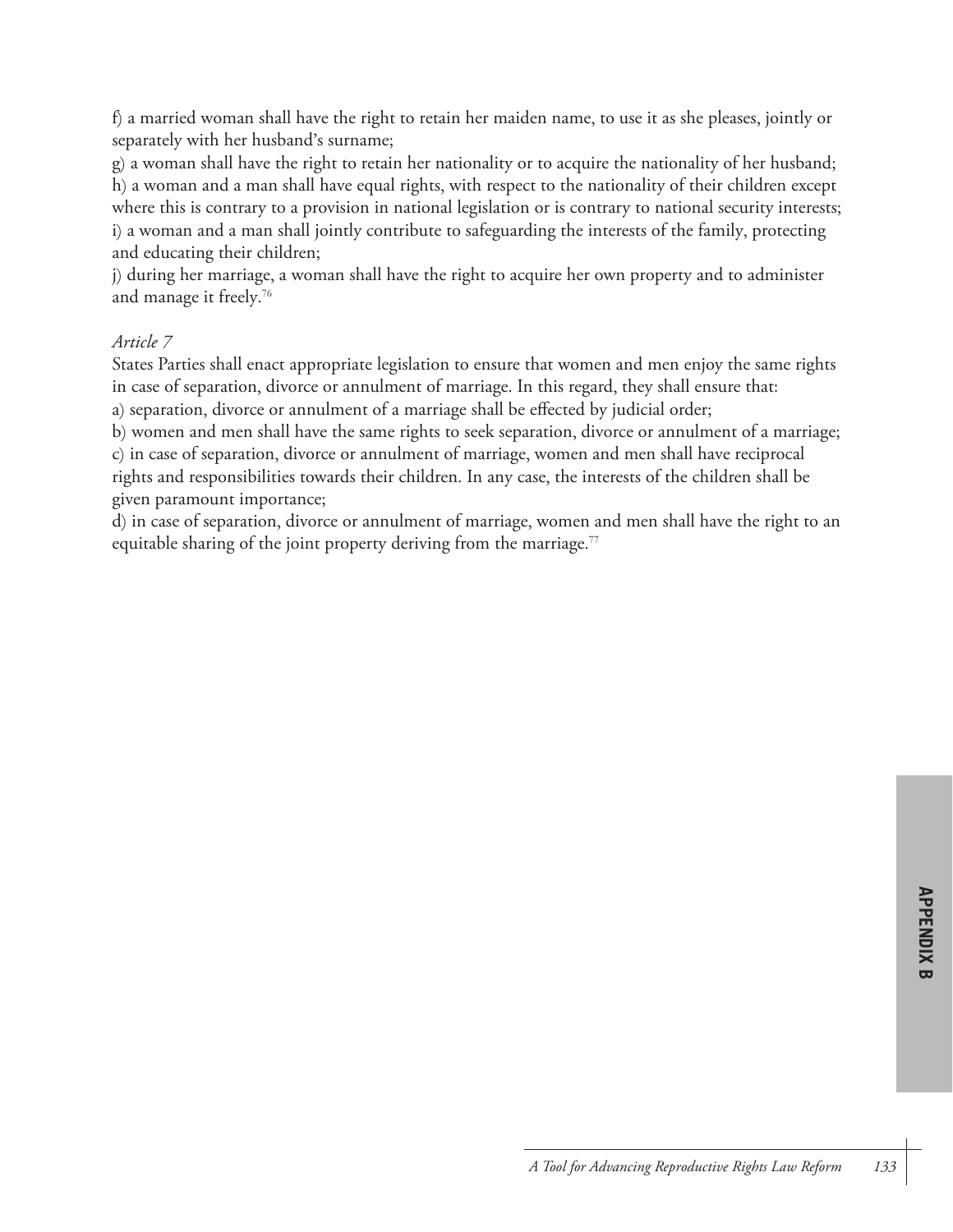f) a married woman shall have the right to retain her maiden name, to use it as she pleases, jointly or separately with her husband's surname;

g) a woman shall have the right to retain her nationality or to acquire the nationality of her husband;

h) a woman and a man shall have equal rights, with respect to the nationality of their children except where this is contrary to a provision in national legislation or is contrary to national security interests;

i) a woman and a man shall jointly contribute to safeguarding the interests of the family, protecting and educating their children;

j) during her marriage, a woman shall have the right to acquire her own property and to administer and manage it freely.[76]

*Article 7*

States Parties shall enact appropriate legislation to ensure that women and men enjoy the same rights in case of separation, divorce or annulment of marriage. In this regard, they shall ensure that:

a) separation, divorce or annulment of a marriage shall be effected by judicial order;

b) women and men shall have the same rights to seek separation, divorce or annulment of a marriage;

c) in case of separation, divorce or annulment of marriage, women and men shall have reciprocal rights and responsibilities towards their children. In any case, the interests of the children shall be given paramount importance;

d) in case of separation, divorce or annulment of marriage, women and men shall have the right to an equitable sharing of the joint property deriving from the marriage.[77]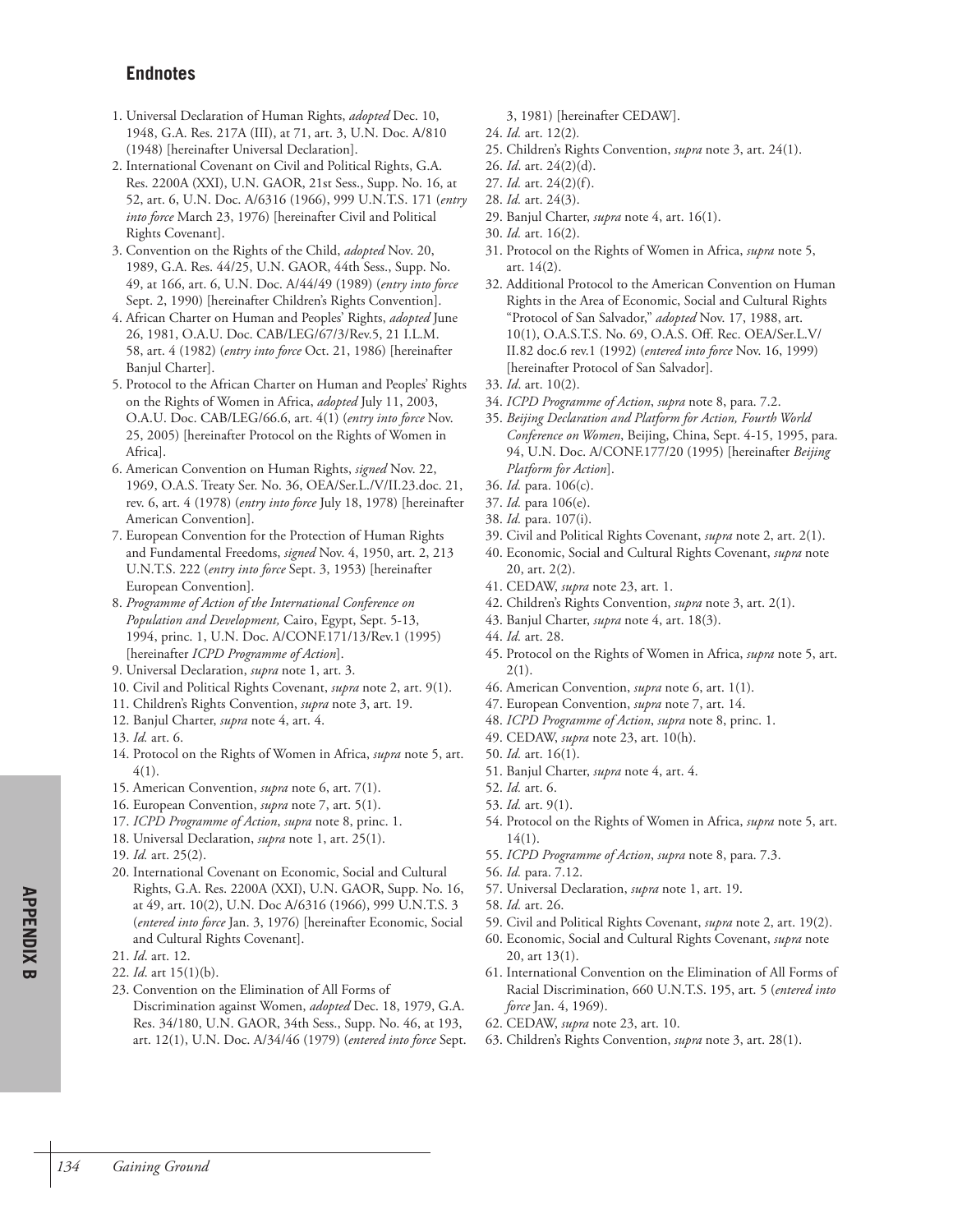## Endnotes

1. Universal Declaration of Human Rights, *adopted* Dec. 10, 1948, G.A. Res. 217A (III), at 71, art. 3, U.N. Doc. A/810 (1948) [hereinafter Universal Declaration].
2. International Covenant on Civil and Political Rights, G.A. Res. 2200A (XXI), U.N. GAOR, 21st Sess., Supp. No. 16, at 52, art. 6, U.N. Doc. A/6316 (1966), 999 U.N.T.S. 171 (*entry into force* March 23, 1976) [hereinafter Civil and Political Rights Covenant].
3. Convention on the Rights of the Child, *adopted* Nov. 20, 1989, G.A. Res. 44/25, U.N. GAOR, 44th Sess., Supp. No. 49, at 166, art. 6, U.N. Doc. A/44/49 (1989) (*entry into force* Sept. 2, 1990) [hereinafter Children's Rights Convention].
4. African Charter on Human and Peoples' Rights, *adopted* June 26, 1981, O.A.U. Doc. CAB/LEG/67/3/Rev.5, 21 I.L.M. 58, art. 4 (1982) (*entry into force* Oct. 21, 1986) [hereinafter Banjul Charter].
5. Protocol to the African Charter on Human and Peoples' Rights on the Rights of Women in Africa, *adopted* July 11, 2003, O.A.U. Doc. CAB/LEG/66.6, art. 4(1) (*entry into force* Nov. 25, 2005) [hereinafter Protocol on the Rights of Women in Africa].
6. American Convention on Human Rights, *signed* Nov. 22, 1969, O.A.S. Treaty Ser. No. 36, OEA/Ser.L./V/II.23.doc. 21, rev. 6, art. 4 (1978) (*entry into force* July 18, 1978) [hereinafter American Convention].
7. European Convention for the Protection of Human Rights and Fundamental Freedoms, *signed* Nov. 4, 1950, art. 2, 213 U.N.T.S. 222 (*entry into force* Sept. 3, 1953) [hereinafter European Convention].
8. *Programme of Action of the International Conference on Population and Development,* Cairo, Egypt, Sept. 5-13, 1994, princ. 1, U.N. Doc. A/CONF.171/13/Rev.1 (1995) [hereinafter *ICPD Programme of Action*].
9. Universal Declaration, *supra* note 1, art. 3.
10. Civil and Political Rights Covenant, *supra* note 2, art. 9(1).
11. Children's Rights Convention, *supra* note 3, art. 19.
12. Banjul Charter, *supra* note 4, art. 4.
13. *Id.* art. 6.
14. Protocol on the Rights of Women in Africa, *supra* note 5, art. 4(1).
15. American Convention, *supra* note 6, art. 7(1).
16. European Convention, *supra* note 7, art. 5(1).
17. *ICPD Programme of Action*, *supra* note 8, princ. 1.
18. Universal Declaration, *supra* note 1, art. 25(1).
19. *Id.* art. 25(2).
20. International Covenant on Economic, Social and Cultural Rights, G.A. Res. 2200A (XXI), U.N. GAOR, Supp. No. 16, at 49, art. 10(2), U.N. Doc A/6316 (1966), 999 U.N.T.S. 3 (*entered into force* Jan. 3, 1976) [hereinafter Economic, Social and Cultural Rights Covenant].
21. *Id*. art. 12.
22. *Id*. art 15(1)(b).
23. Convention on the Elimination of All Forms of Discrimination against Women, *adopted* Dec. 18, 1979, G.A. Res. 34/180, U.N. GAOR, 34th Sess., Supp. No. 46, at 193, art. 12(1), U.N. Doc. A/34/46 (1979) (*entered into force* Sept. 3, 1981) [hereinafter CEDAW].
24. *Id.* art. 12(2).
25. Children's Rights Convention, *supra* note 3, art. 24(1).
26. *Id*. art. 24(2)(d).
27. *Id.* art. 24(2)(f).
28. *Id.* art. 24(3).
29. Banjul Charter, *supra* note 4, art. 16(1).
30. *Id.* art. 16(2).
31. Protocol on the Rights of Women in Africa, *supra* note 5, art. 14(2).
32. Additional Protocol to the American Convention on Human Rights in the Area of Economic, Social and Cultural Rights "Protocol of San Salvador," *adopted* Nov. 17, 1988, art. 10(1), O.A.S.T.S. No. 69, O.A.S. Off. Rec. OEA/Ser.L.V/II.82 doc.6 rev.1 (1992) (*entered into force* Nov. 16, 1999) [hereinafter Protocol of San Salvador].
33. *Id*. art. 10(2).
34. *ICPD Programme of Action*, *supra* note 8, para. 7.2.
35. *Beijing Declaration and Platform for Action, Fourth World Conference on Women*, Beijing, China, Sept. 4-15, 1995, para. 94, U.N. Doc. A/CONF.177/20 (1995) [hereinafter *Beijing Platform for Action*].
36. *Id.* para. 106(c).
37. *Id.* para 106(e).
38. *Id.* para. 107(i).
39. Civil and Political Rights Covenant, *supra* note 2, art. 2(1).
40. Economic, Social and Cultural Rights Covenant, *supra* note 20, art. 2(2).
41. CEDAW, *supra* note 23, art. 1.
42. Children's Rights Convention, *supra* note 3, art. 2(1).
43. Banjul Charter, *supra* note 4, art. 18(3).
44. *Id.* art. 28.
45. Protocol on the Rights of Women in Africa, *supra* note 5, art. 2(1).
46. American Convention, *supra* note 6, art. 1(1).
47. European Convention, *supra* note 7, art. 14.
48. *ICPD Programme of Action*, *supra* note 8, princ. 1.
49. CEDAW, *supra* note 23, art. 10(h).
50. *Id.* art. 16(1).
51. Banjul Charter, *supra* note 4, art. 4.
52. *Id.* art. 6.
53. *Id.* art. 9(1).
54. Protocol on the Rights of Women in Africa, *supra* note 5, art. 14(1).
55. *ICPD Programme of Action*, *supra* note 8, para. 7.3.
56. *Id.* para. 7.12.
57. Universal Declaration, *supra* note 1, art. 19.
58. *Id.* art. 26.
59. Civil and Political Rights Covenant, *supra* note 2, art. 19(2).
60. Economic, Social and Cultural Rights Covenant, *supra* note 20, art 13(1).
61. International Convention on the Elimination of All Forms of Racial Discrimination, 660 U.N.T.S. 195, art. 5 (*entered into force* Jan. 4, 1969).
62. CEDAW, *supra* note 23, art. 10.
63. Children's Rights Convention, *supra* note 3, art. 28(1).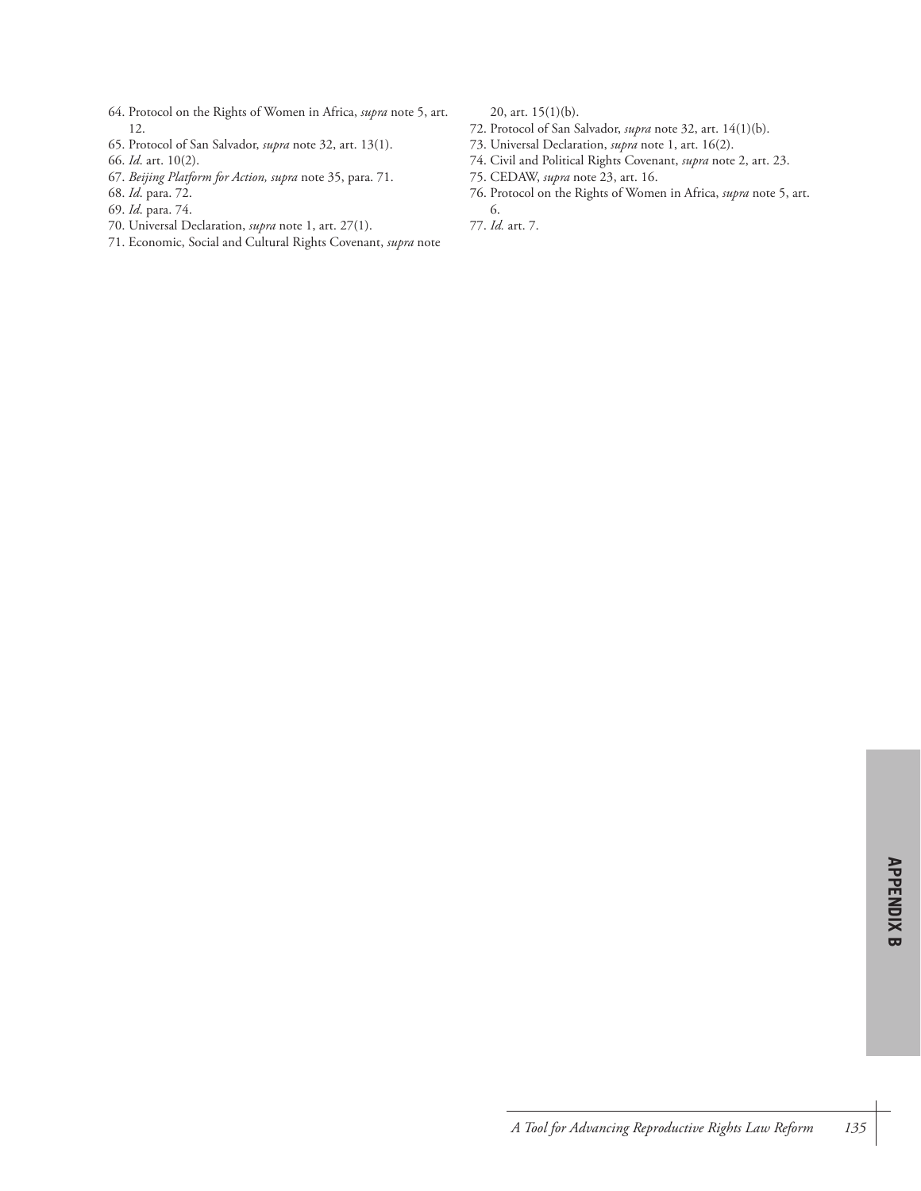64. Protocol on the Rights of Women in Africa, *supra* note 5, art. 12.
65. Protocol of San Salvador, *supra* note 32, art. 13(1).
66. *Id*. art. 10(2).
67. *Beijing Platform for Action, supra* note 35, para. 71.
68. *Id*. para. 72.
69. *Id*. para. 74.
70. Universal Declaration, *supra* note 1, art. 27(1).
71. Economic, Social and Cultural Rights Covenant, *supra* note 20, art. 15(1)(b).
72. Protocol of San Salvador, *supra* note 32, art. 14(1)(b).
73. Universal Declaration, *supra* note 1, art. 16(2).
74. Civil and Political Rights Covenant, *supra* note 2, art. 23.
75. CEDAW, *supra* note 23, art. 16.
76. Protocol on the Rights of Women in Africa, *supra* note 5, art. 6.
77. *Id.* art. 7.